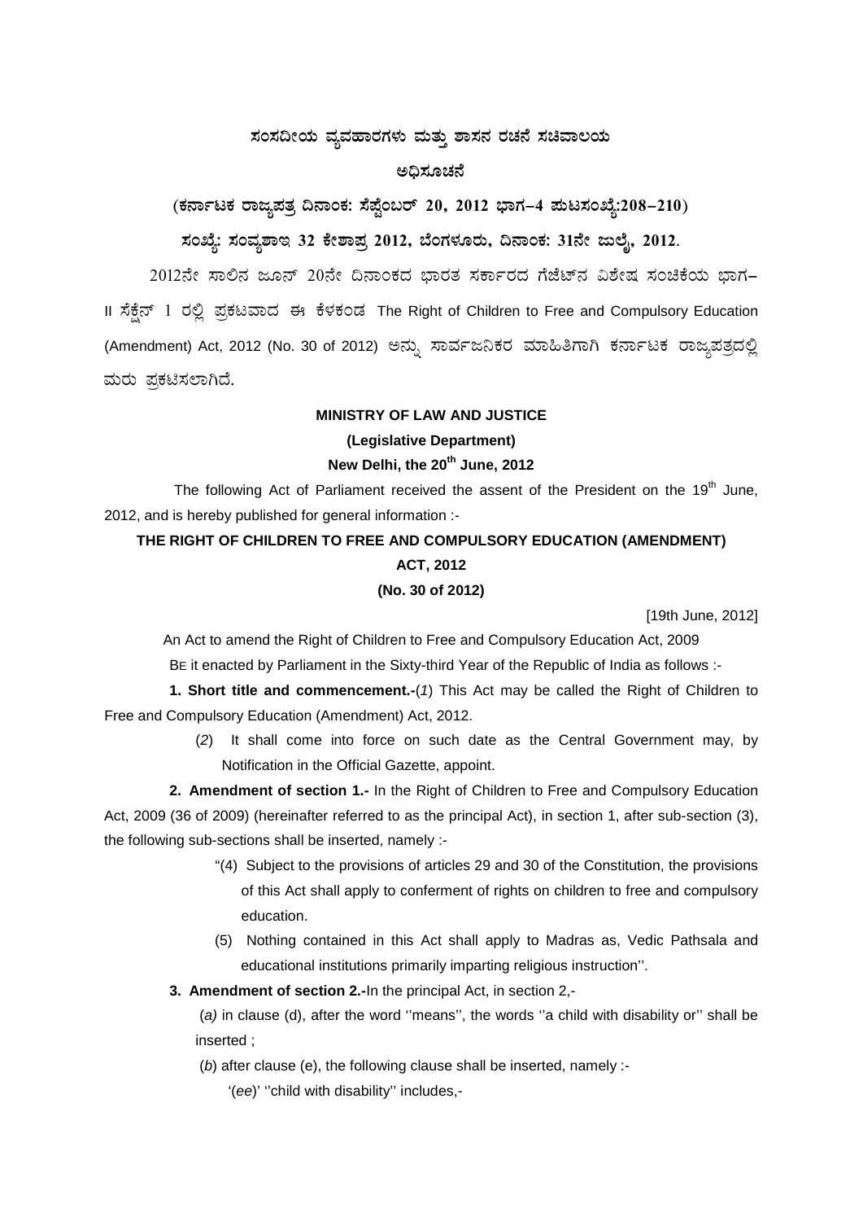**ಸಂಸದೀಯ ವ್ಯವಹಾರಗಳು ಮತ್ತು ಶಾಸನ ರಚನೆ ಸಚಿವಾಲಯ**

**ಅಧಿಸೂಚನೆ**

**(ಕರ್ನಾಟಕ ರಾಜ್ಯಪತ್ರ ದಿನಾಂಕ: ಸೆಪ್ಟೆಂಬರ್ 20, 2012 ಭಾಗ–4 ಪುಟಸಂಖ್ಯೆ:208–210)**

**ಸಂಖ್ಯೆ: ಸಂವ್ಯಶಾಇ 32 ಕೇಶಾಪ್ರ 2012, ಬೆಂಗಳೂರು, ದಿನಾಂಕ: 31ನೇ ಜುಲೈ, 2012.**

2012ನೇ ಸಾಲಿನ ಜೂನ್ 20ನೇ ದಿನಾಂಕದ ಭಾರತ ಸರ್ಕಾರದ ಗೆಜೆಟ್‌ನ ವಿಶೇಷ ಸಂಚಿಕೆಯ ಭಾಗ–II ಸೆಕ್ಷನ್ 1 ರಲ್ಲಿ ಪ್ರಕಟವಾದ ಈ ಕೆಳಕಂಡ The Right of Children to Free and Compulsory Education (Amendment) Act, 2012 (No. 30 of 2012) ಅನ್ನು ಸಾರ್ವಜನಿಕರ ಮಾಹಿತಿಗಾಗಿ ಕರ್ನಾಟಕ ರಾಜ್ಯಪತ್ರದಲ್ಲಿ ಮರು ಪ್ರಕಟಿಸಲಾಗಿದೆ.

**MINISTRY OF LAW AND JUSTICE**

**(Legislative Department)**

**New Delhi, the 20th June, 2012**

The following Act of Parliament received the assent of the President on the 19th June, 2012, and is hereby published for general information :-

**THE RIGHT OF CHILDREN TO FREE AND COMPULSORY EDUCATION (AMENDMENT) ACT, 2012**

**(No. 30 of 2012)**

[19th June, 2012]

An Act to amend the Right of Children to Free and Compulsory Education Act, 2009

BE it enacted by Parliament in the Sixty-third Year of the Republic of India as follows :-

**1. Short title and commencement.-**(*1*) This Act may be called the Right of Children to Free and Compulsory Education (Amendment) Act, 2012.

(*2*) It shall come into force on such date as the Central Government may, by Notification in the Official Gazette, appoint.

**2. Amendment of section 1.-** In the Right of Children to Free and Compulsory Education Act, 2009 (36 of 2009) (hereinafter referred to as the principal Act), in section 1, after sub-section (3), the following sub-sections shall be inserted, namely :-

"(4) Subject to the provisions of articles 29 and 30 of the Constitution, the provisions of this Act shall apply to conferment of rights on children to free and compulsory education.

(5) Nothing contained in this Act shall apply to Madras as, Vedic Pathsala and educational institutions primarily imparting religious instruction''.

**3. Amendment of section 2.-**In the principal Act, in section 2,-

(*a)* in clause (d), after the word ''means'', the words ''a child with disability or'' shall be inserted ;

(*b*) after clause (e), the following clause shall be inserted, namely :-

'(*ee*)' ''child with disability'' includes,-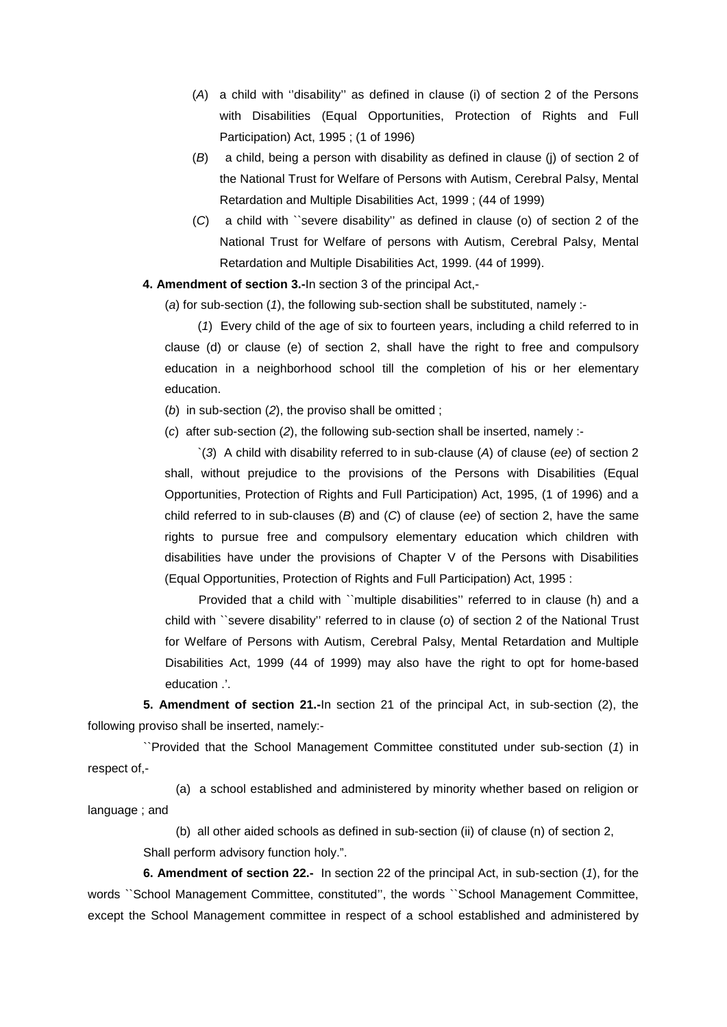(*A*) a child with ''disability'' as defined in clause (i) of section 2 of the Persons with Disabilities (Equal Opportunities, Protection of Rights and Full Participation) Act, 1995 ; (1 of 1996)

(*B*) a child, being a person with disability as defined in clause (j) of section 2 of the National Trust for Welfare of Persons with Autism, Cerebral Palsy, Mental Retardation and Multiple Disabilities Act, 1999 ; (44 of 1999)

(*C*) a child with ``severe disability'' as defined in clause (o) of section 2 of the National Trust for Welfare of persons with Autism, Cerebral Palsy, Mental Retardation and Multiple Disabilities Act, 1999. (44 of 1999).

**4. Amendment of section 3.-**In section 3 of the principal Act,-

(*a*) for sub-section (*1*), the following sub-section shall be substituted, namely :-

(*1*) Every child of the age of six to fourteen years, including a child referred to in clause (d) or clause (e) of section 2, shall have the right to free and compulsory education in a neighborhood school till the completion of his or her elementary education.

(*b*) in sub-section (*2*), the proviso shall be omitted ;

(*c*) after sub-section (*2*), the following sub-section shall be inserted, namely :-

`(*3*) A child with disability referred to in sub-clause (*A*) of clause (*ee*) of section 2 shall, without prejudice to the provisions of the Persons with Disabilities (Equal Opportunities, Protection of Rights and Full Participation) Act, 1995, (1 of 1996) and a child referred to in sub-clauses (*B*) and (*C*) of clause (*ee*) of section 2, have the same rights to pursue free and compulsory elementary education which children with disabilities have under the provisions of Chapter V of the Persons with Disabilities (Equal Opportunities, Protection of Rights and Full Participation) Act, 1995 :

Provided that a child with ``multiple disabilities'' referred to in clause (h) and a child with ``severe disability'' referred to in clause (*o*) of section 2 of the National Trust for Welfare of Persons with Autism, Cerebral Palsy, Mental Retardation and Multiple Disabilities Act, 1999 (44 of 1999) may also have the right to opt for home-based education .'.

**5. Amendment of section 21.-**In section 21 of the principal Act, in sub-section (2), the following proviso shall be inserted, namely:-

``Provided that the School Management Committee constituted under sub-section (*1*) in respect of,-

(a) a school established and administered by minority whether based on religion or language ; and

(b) all other aided schools as defined in sub-section (ii) of clause (n) of section 2,

Shall perform advisory function holy.".

**6. Amendment of section 22.-** In section 22 of the principal Act, in sub-section (*1*), for the words ``School Management Committee, constituted'', the words ``School Management Committee, except the School Management committee in respect of a school established and administered by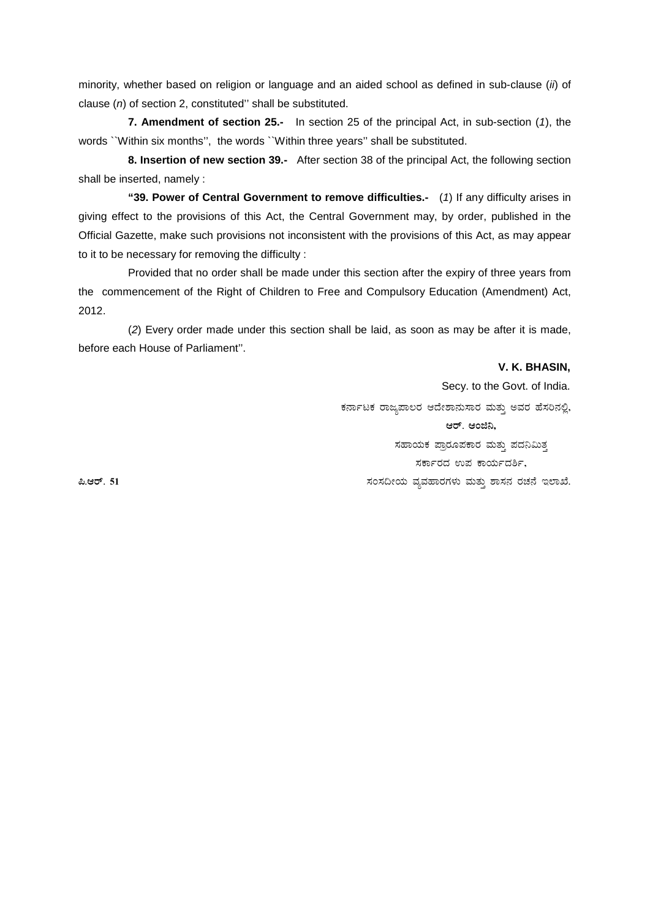minority, whether based on religion or language and an aided school as defined in sub-clause (*ii*) of clause (*n*) of section 2, constituted'' shall be substituted.

**7. Amendment of section 25.-** In section 25 of the principal Act, in sub-section (*1*), the words ``Within six months'', the words ``Within three years'' shall be substituted.

**8. Insertion of new section 39.-** After section 38 of the principal Act, the following section shall be inserted, namely :

**"39. Power of Central Government to remove difficulties.-** (*1*) If any difficulty arises in giving effect to the provisions of this Act, the Central Government may, by order, published in the Official Gazette, make such provisions not inconsistent with the provisions of this Act, as may appear to it to be necessary for removing the difficulty :

Provided that no order shall be made under this section after the expiry of three years from the commencement of the Right of Children to Free and Compulsory Education (Amendment) Act, 2012.

(*2*) Every order made under this section shall be laid, as soon as may be after it is made, before each House of Parliament''.

**V. K. BHASIN,**

Secy. to the Govt. of India.

ಕರ್ನಾಟಕ ರಾಜ್ಯಪಾಲರ ಆದೇಶಾನುಸಾರ ಮತ್ತು ಅವರ ಹೆಸರಿನಲ್ಲಿ,

**ಆರ್. ಆಂಜಿನಿ,**

ಸಹಾಯಕ ಪ್ರಾರೂಪಕಾರ ಮತ್ತು ಪದನಿಮಿತ್ತ

ಸರ್ಕಾರದ ಉಪ ಕಾರ್ಯದರ್ಶಿ,

**ಪಿ.ಆರ್. 51** ಸಂಸದೀಯ ವ್ಯವಹಾರಗಳು ಮತ್ತು ಶಾಸನ ರಚನೆ ಇಲಾಖೆ.